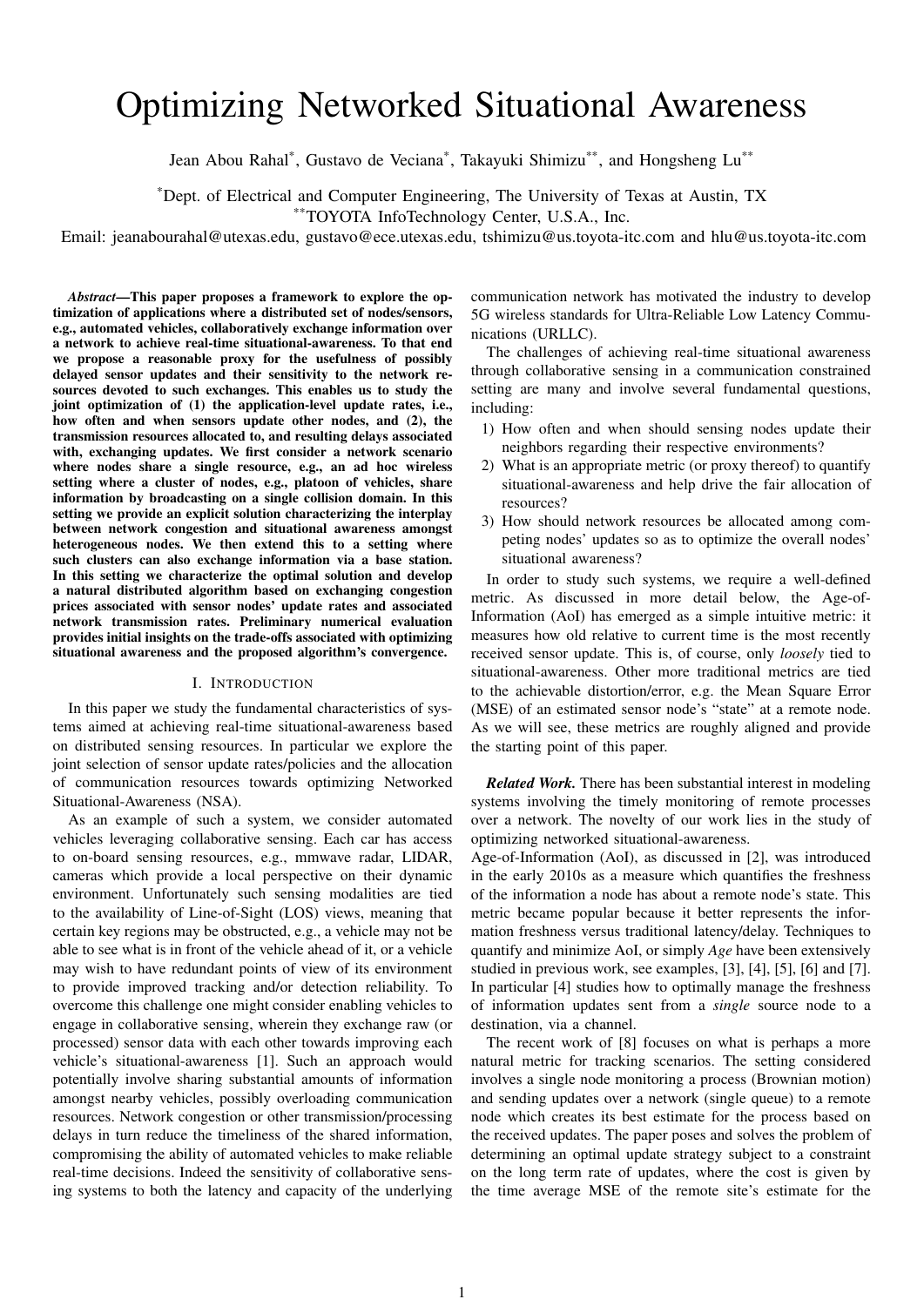# Optimizing Networked Situational Awareness

Jean Abou Rahal[*], Gustavo de Veciana[*], Takayuki Shimizu[**], and Hongsheng Lu[**]

[*]Dept. of Electrical and Computer Engineering, The University of Texas at Austin, TX

[**]TOYOTA InfoTechnology Center, U.S.A., Inc.

Email: jeanabourahal@utexas.edu, gustavo@ece.utexas.edu, tshimizu@us.toyota-itc.com and hlu@us.toyota-itc.com

***Abstract*—This paper proposes a framework to explore the optimization of applications where a distributed set of nodes/sensors, e.g., automated vehicles, collaboratively exchange information over a network to achieve real-time situational-awareness. To that end we propose a reasonable proxy for the usefulness of possibly delayed sensor updates and their sensitivity to the network resources devoted to such exchanges. This enables us to study the joint optimization of (1) the application-level update rates, i.e., how often and when sensors update other nodes, and (2), the transmission resources allocated to, and resulting delays associated with, exchanging updates. We first consider a network scenario where nodes share a single resource, e.g., an ad hoc wireless setting where a cluster of nodes, e.g., platoon of vehicles, share information by broadcasting on a single collision domain. In this setting we provide an explicit solution characterizing the interplay between network congestion and situational awareness amongst heterogeneous nodes. We then extend this to a setting where such clusters can also exchange information via a base station. In this setting we characterize the optimal solution and develop a natural distributed algorithm based on exchanging congestion prices associated with sensor nodes' update rates and associated network transmission rates. Preliminary numerical evaluation provides initial insights on the trade-offs associated with optimizing situational awareness and the proposed algorithm's convergence.**

## I. Introduction

In this paper we study the fundamental characteristics of systems aimed at achieving real-time situational-awareness based on distributed sensing resources. In particular we explore the joint selection of sensor update rates/policies and the allocation of communication resources towards optimizing Networked Situational-Awareness (NSA).

As an example of such a system, we consider automated vehicles leveraging collaborative sensing. Each car has access to on-board sensing resources, e.g., mmwave radar, LIDAR, cameras which provide a local perspective on their dynamic environment. Unfortunately such sensing modalities are tied to the availability of Line-of-Sight (LOS) views, meaning that certain key regions may be obstructed, e.g., a vehicle may not be able to see what is in front of the vehicle ahead of it, or a vehicle may wish to have redundant points of view of its environment to provide improved tracking and/or detection reliability. To overcome this challenge one might consider enabling vehicles to engage in collaborative sensing, wherein they exchange raw (or processed) sensor data with each other towards improving each vehicle's situational-awareness [1]. Such an approach would potentially involve sharing substantial amounts of information amongst nearby vehicles, possibly overloading communication resources. Network congestion or other transmission/processing delays in turn reduce the timeliness of the shared information, compromising the ability of automated vehicles to make reliable real-time decisions. Indeed the sensitivity of collaborative sensing systems to both the latency and capacity of the underlying communication network has motivated the industry to develop 5G wireless standards for Ultra-Reliable Low Latency Communications (URLLC).

The challenges of achieving real-time situational awareness through collaborative sensing in a communication constrained setting are many and involve several fundamental questions, including:

1) How often and when should sensing nodes update their neighbors regarding their respective environments?
2) What is an appropriate metric (or proxy thereof) to quantify situational-awareness and help drive the fair allocation of resources?
3) How should network resources be allocated among competing nodes' updates so as to optimize the overall nodes' situational awareness?

In order to study such systems, we require a well-defined metric. As discussed in more detail below, the Age-of-Information (AoI) has emerged as a simple intuitive metric: it measures how old relative to current time is the most recently received sensor update. This is, of course, only *loosely* tied to situational-awareness. Other more traditional metrics are tied to the achievable distortion/error, e.g. the Mean Square Error (MSE) of an estimated sensor node's "state" at a remote node. As we will see, these metrics are roughly aligned and provide the starting point of this paper.

***Related Work.*** There has been substantial interest in modeling systems involving the timely monitoring of remote processes over a network. The novelty of our work lies in the study of optimizing networked situational-awareness.

Age-of-Information (AoI), as discussed in [2], was introduced in the early 2010s as a measure which quantifies the freshness of the information a node has about a remote node's state. This metric became popular because it better represents the information freshness versus traditional latency/delay. Techniques to quantify and minimize AoI, or simply *Age* have been extensively studied in previous work, see examples, [3], [4], [5], [6] and [7]. In particular [4] studies how to optimally manage the freshness of information updates sent from a *single* source node to a destination, via a channel.

The recent work of [8] focuses on what is perhaps a more natural metric for tracking scenarios. The setting considered involves a single node monitoring a process (Brownian motion) and sending updates over a network (single queue) to a remote node which creates its best estimate for the process based on the received updates. The paper poses and solves the problem of determining an optimal update strategy subject to a constraint on the long term rate of updates, where the cost is given by the time average MSE of the remote site's estimate for the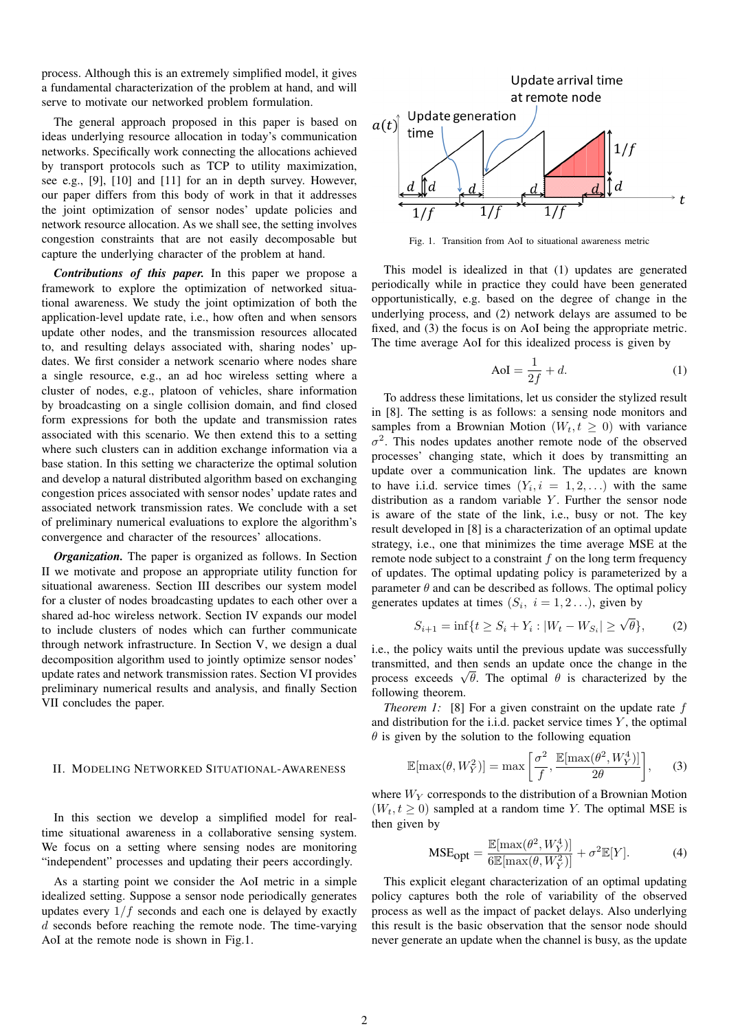process. Although this is an extremely simplified model, it gives a fundamental characterization of the problem at hand, and will serve to motivate our networked problem formulation.

The general approach proposed in this paper is based on ideas underlying resource allocation in today's communication networks. Specifically work connecting the allocations achieved by transport protocols such as TCP to utility maximization, see e.g., [9], [10] and [11] for an in depth survey. However, our paper differs from this body of work in that it addresses the joint optimization of sensor nodes' update policies and network resource allocation. As we shall see, the setting involves congestion constraints that are not easily decomposable but capture the underlying character of the problem at hand.

***Contributions of this paper.*** In this paper we propose a framework to explore the optimization of networked situational awareness. We study the joint optimization of both the application-level update rate, i.e., how often and when sensors update other nodes, and the transmission resources allocated to, and resulting delays associated with, sharing nodes' updates. We first consider a network scenario where nodes share a single resource, e.g., an ad hoc wireless setting where a cluster of nodes, e.g., platoon of vehicles, share information by broadcasting on a single collision domain, and find closed form expressions for both the update and transmission rates associated with this scenario. We then extend this to a setting where such clusters can in addition exchange information via a base station. In this setting we characterize the optimal solution and develop a natural distributed algorithm based on exchanging congestion prices associated with sensor nodes' update rates and associated network transmission rates. We conclude with a set of preliminary numerical evaluations to explore the algorithm's convergence and character of the resources' allocations.

***Organization.*** The paper is organized as follows. In Section II we motivate and propose an appropriate utility function for situational awareness. Section III describes our system model for a cluster of nodes broadcasting updates to each other over a shared ad-hoc wireless network. Section IV expands our model to include clusters of nodes which can further communicate through network infrastructure. In Section V, we design a dual decomposition algorithm used to jointly optimize sensor nodes' update rates and network transmission rates. Section VI provides preliminary numerical results and analysis, and finally Section VII concludes the paper.

## II. Modeling Networked Situational-Awareness

In this section we develop a simplified model for real-time situational awareness in a collaborative sensing system. We focus on a setting where sensing nodes are monitoring "independent" processes and updating their peers accordingly.

As a starting point we consider the AoI metric in a simple idealized setting. Suppose a sensor node periodically generates updates every $1/f$ seconds and each one is delayed by exactly $d$ seconds before reaching the remote node. The time-varying AoI at the remote node is shown in Fig.1.

Fig. 1. Transition from AoI to situational awareness metric

This model is idealized in that (1) updates are generated periodically while in practice they could have been generated opportunistically, e.g. based on the degree of change in the underlying process, and (2) network delays are assumed to be fixed, and (3) the focus is on AoI being the appropriate metric. The time average AoI for this idealized process is given by

$$\text{AoI} = \frac{1}{2f} + d. \tag{1}$$

To address these limitations, let us consider the stylized result in [8]. The setting is as follows: a sensing node monitors and samples from a Brownian Motion $(W_t, t \geq 0)$ with variance $\sigma^2$. This nodes updates another remote node of the observed processes' changing state, which it does by transmitting an update over a communication link. The updates are known to have i.i.d. service times $(Y_i, i = 1, 2, \ldots)$ with the same distribution as a random variable $Y$. Further the sensor node is aware of the state of the link, i.e., busy or not. The key result developed in [8] is a characterization of an optimal update strategy, i.e., one that minimizes the time average MSE at the remote node subject to a constraint $f$ on the long term frequency of updates. The optimal updating policy is parameterized by a parameter $\theta$ and can be described as follows. The optimal policy generates updates at times $(S_i,\ i = 1, 2 \ldots)$, given by

$$S_{i+1} = \inf\{t \geq S_i + Y_i : |W_t - W_{S_i}| \geq \sqrt{\theta}\}, \tag{2}$$

i.e., the policy waits until the previous update was successfully transmitted, and then sends an update once the change in the process exceeds $\sqrt{\theta}$. The optimal $\theta$ is characterized by the following theorem.

*Theorem 1:* [8] For a given constraint on the update rate $f$ and distribution for the i.i.d. packet service times $Y$, the optimal $\theta$ is given by the solution to the following equation

$$\mathbb{E}[\max(\theta, W_Y^2)] = \max\left[\frac{\sigma^2}{f}, \frac{\mathbb{E}[\max(\theta^2, W_Y^4)]}{2\theta}\right], \tag{3}$$

where $W_Y$ corresponds to the distribution of a Brownian Motion $(W_t, t \geq 0)$ sampled at a random time $Y$. The optimal MSE is then given by

$$\text{MSE}_{\text{opt}} = \frac{\mathbb{E}[\max(\theta^2, W_Y^4)]}{6\mathbb{E}[\max(\theta, W_Y^2)]} + \sigma^2\mathbb{E}[Y]. \tag{4}$$

This explicit elegant characterization of an optimal updating policy captures both the role of variability of the observed process as well as the impact of packet delays. Also underlying this result is the basic observation that the sensor node should never generate an update when the channel is busy, as the update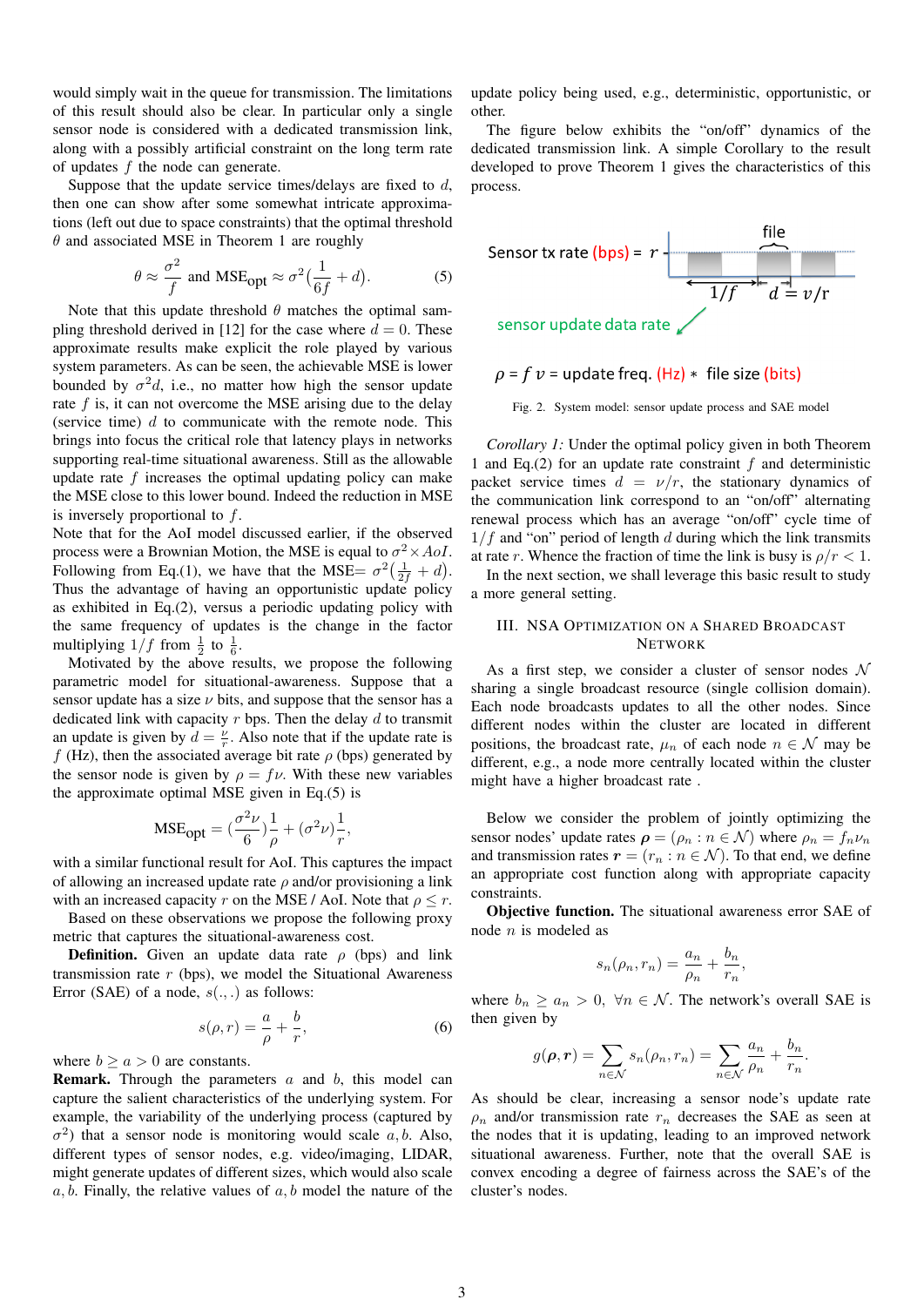would simply wait in the queue for transmission. The limitations of this result should also be clear. In particular only a single sensor node is considered with a dedicated transmission link, along with a possibly artificial constraint on the long term rate of updates $f$ the node can generate.

Suppose that the update service times/delays are fixed to $d$, then one can show after some somewhat intricate approximations (left out due to space constraints) that the optimal threshold $\theta$ and associated MSE in Theorem 1 are roughly

$$\theta \approx \frac{\sigma^2}{f} \text{ and } \text{MSE}_{\text{opt}} \approx \sigma^2\left(\frac{1}{6f} + d\right). \tag{5}$$

Note that this update threshold $\theta$ matches the optimal sampling threshold derived in [12] for the case where $d = 0$. These approximate results make explicit the role played by various system parameters. As can be seen, the achievable MSE is lower bounded by $\sigma^2 d$, i.e., no matter how high the sensor update rate $f$ is, it can not overcome the MSE arising due to the delay (service time) $d$ to communicate with the remote node. This brings into focus the critical role that latency plays in networks supporting real-time situational awareness. Still as the allowable update rate $f$ increases the optimal updating policy can make the MSE close to this lower bound. Indeed the reduction in MSE is inversely proportional to $f$.

Note that for the AoI model discussed earlier, if the observed process were a Brownian Motion, the MSE is equal to $\sigma^2 \times AoI$. Following from Eq.(1), we have that the MSE$= \sigma^2\left(\frac{1}{2f} + d\right)$. Thus the advantage of having an opportunistic update policy as exhibited in Eq.(2), versus a periodic updating policy with the same frequency of updates is the change in the factor multiplying $1/f$ from $\frac{1}{2}$ to $\frac{1}{6}$.

Motivated by the above results, we propose the following parametric model for situational-awareness. Suppose that a sensor update has a size $\nu$ bits, and suppose that the sensor has a dedicated link with capacity $r$ bps. Then the delay $d$ to transmit an update is given by $d = \frac{\nu}{r}$. Also note that if the update rate is $f$ (Hz), then the associated average bit rate $\rho$ (bps) generated by the sensor node is given by $\rho = f\nu$. With these new variables the approximate optimal MSE given in Eq.(5) is

$$\text{MSE}_{\text{opt}} = \left(\frac{\sigma^2\nu}{6}\right)\frac{1}{\rho} + (\sigma^2\nu)\frac{1}{r},$$

with a similar functional result for AoI. This captures the impact of allowing an increased update rate $\rho$ and/or provisioning a link with an increased capacity $r$ on the MSE / AoI. Note that $\rho \leq r$.

Based on these observations we propose the following proxy metric that captures the situational-awareness cost.

**Definition.** Given an update data rate $\rho$ (bps) and link transmission rate $r$ (bps), we model the Situational Awareness Error (SAE) of a node, $s(.,.)$ as follows:

$$s(\rho, r) = \frac{a}{\rho} + \frac{b}{r}, \tag{6}$$

where $b \geq a > 0$ are constants.

**Remark.** Through the parameters $a$ and $b$, this model can capture the salient characteristics of the underlying system. For example, the variability of the underlying process (captured by $\sigma^2$) that a sensor node is monitoring would scale $a, b$. Also, different types of sensor nodes, e.g. video/imaging, LIDAR, might generate updates of different sizes, which would also scale $a, b$. Finally, the relative values of $a, b$ model the nature of the update policy being used, e.g., deterministic, opportunistic, or other.

The figure below exhibits the "on/off" dynamics of the dedicated transmission link. A simple Corollary to the result developed to prove Theorem 1 gives the characteristics of this process.

Sensor tx rate (bps) = $r$ — file — $1/f$ — $d = \nu/r$

sensor update data rate

$\rho = f\ \nu$ = update freq. (Hz) $*$ file size (bits)

Fig. 2. System model: sensor update process and SAE model

*Corollary 1:* Under the optimal policy given in both Theorem 1 and Eq.(2) for an update rate constraint $f$ and deterministic packet service times $d = \nu/r$, the stationary dynamics of the communication link correspond to an "on/off" alternating renewal process which has an average "on/off" cycle time of $1/f$ and "on" period of length $d$ during which the link transmits at rate $r$. Whence the fraction of time the link is busy is $\rho/r < 1$.

In the next section, we shall leverage this basic result to study a more general setting.

## III. NSA Optimization on a Shared Broadcast Network

As a first step, we consider a cluster of sensor nodes $\mathcal{N}$ sharing a single broadcast resource (single collision domain). Each node broadcasts updates to all the other nodes. Since different nodes within the cluster are located in different positions, the broadcast rate, $\mu_n$ of each node $n \in \mathcal{N}$ may be different, e.g., a node more centrally located within the cluster might have a higher broadcast rate .

Below we consider the problem of jointly optimizing the sensor nodes' update rates $\boldsymbol{\rho} = (\rho_n : n \in \mathcal{N})$ where $\rho_n = f_n\nu_n$ and transmission rates $\boldsymbol{r} = (r_n : n \in \mathcal{N})$. To that end, we define an appropriate cost function along with appropriate capacity constraints.

**Objective function.** The situational awareness error SAE of node $n$ is modeled as

$$s_n(\rho_n, r_n) = \frac{a_n}{\rho_n} + \frac{b_n}{r_n},$$

where $b_n \geq a_n > 0, \ \forall n \in \mathcal{N}$. The network's overall SAE is then given by

$$g(\boldsymbol{\rho}, \boldsymbol{r}) = \sum_{n \in \mathcal{N}} s_n(\rho_n, r_n) = \sum_{n \in \mathcal{N}} \frac{a_n}{\rho_n} + \frac{b_n}{r_n}.$$

As should be clear, increasing a sensor node's update rate $\rho_n$ and/or transmission rate $r_n$ decreases the SAE as seen at the nodes that it is updating, leading to an improved network situational awareness. Further, note that the overall SAE is convex encoding a degree of fairness across the SAE's of the cluster's nodes.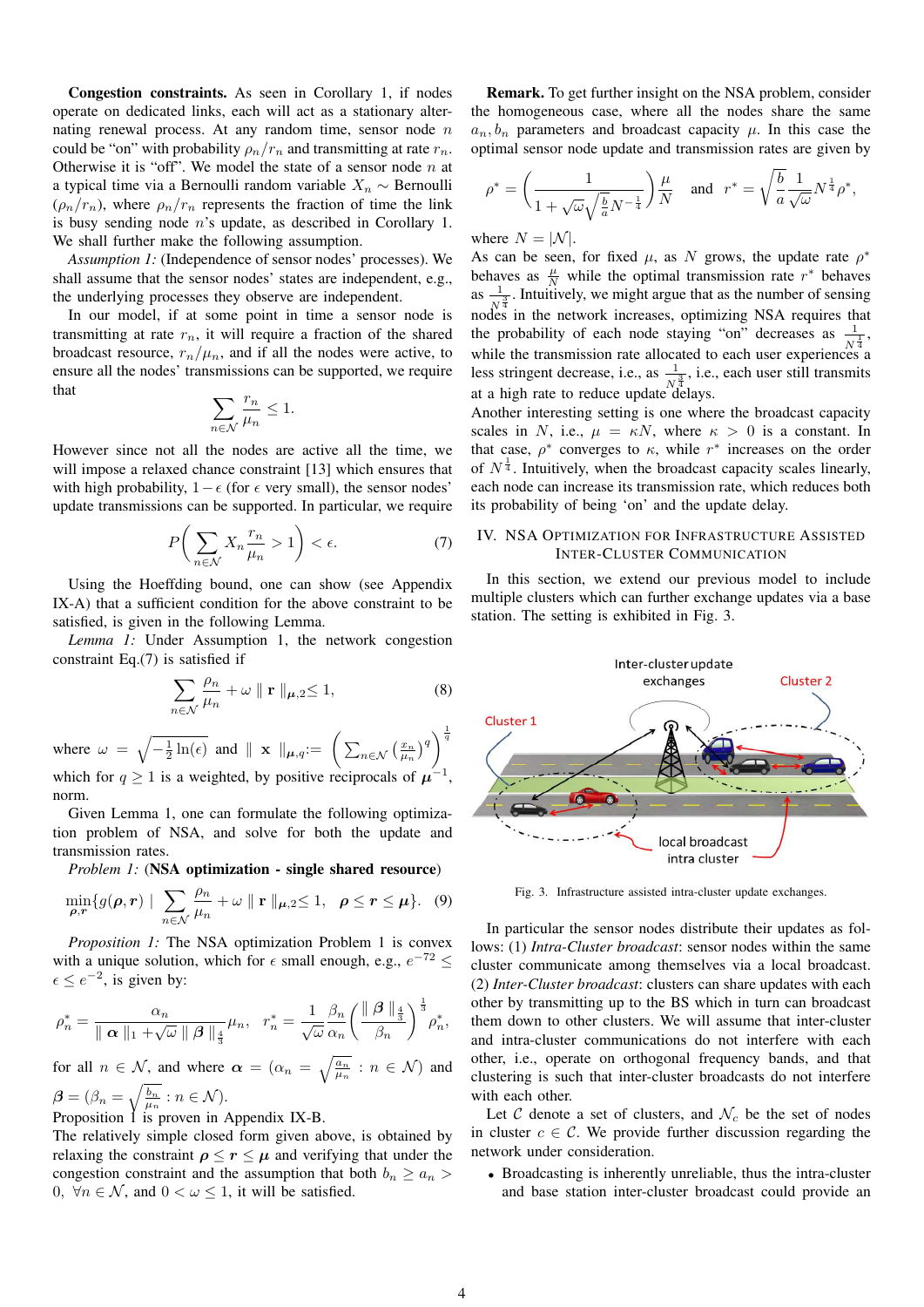**Congestion constraints.** As seen in Corollary 1, if nodes operate on dedicated links, each will act as a stationary alternating renewal process. At any random time, sensor node $n$ could be "on" with probability $\rho_n/r_n$ and transmitting at rate $r_n$. Otherwise it is "off". We model the state of a sensor node $n$ at a typical time via a Bernoulli random variable $X_n \sim$ Bernoulli $(\rho_n/r_n)$, where $\rho_n/r_n$ represents the fraction of time the link is busy sending node $n$'s update, as described in Corollary 1. We shall further make the following assumption.

*Assumption 1:* (Independence of sensor nodes' processes). We shall assume that the sensor nodes' states are independent, e.g., the underlying processes they observe are independent.

In our model, if at some point in time a sensor node is transmitting at rate $r_n$, it will require a fraction of the shared broadcast resource, $r_n/\mu_n$, and if all the nodes were active, to ensure all the nodes' transmissions can be supported, we require that

$$\sum_{n\in\mathcal{N}} \frac{r_n}{\mu_n} \leq 1.$$

However since not all the nodes are active all the time, we will impose a relaxed chance constraint [13] which ensures that with high probability, $1-\epsilon$ (for $\epsilon$ very small), the sensor nodes' update transmissions can be supported. In particular, we require

$$P\left(\sum_{n\in\mathcal{N}} X_n \frac{r_n}{\mu_n} > 1\right) < \epsilon. \tag{7}$$

Using the Hoeffding bound, one can show (see Appendix IX-A) that a sufficient condition for the above constraint to be satisfied, is given in the following Lemma.

*Lemma 1:* Under Assumption 1, the network congestion constraint Eq.(7) is satisfied if

$$\sum_{n\in\mathcal{N}} \frac{\rho_n}{\mu_n} + \omega \parallel \mathbf{r} \parallel_{\boldsymbol{\mu},2} \leq 1, \tag{8}$$

where $\omega = \sqrt{-\frac{1}{2}\ln(\epsilon)}$ and $\parallel \mathbf{x} \parallel_{\boldsymbol{\mu},q} := \left(\sum_{n\in\mathcal{N}} \left(\frac{x_n}{\mu_n}\right)^q\right)^{\frac{1}{q}}$ which for $q \geq 1$ is a weighted, by positive reciprocals of $\boldsymbol{\mu}^{-1}$, norm.

Given Lemma 1, one can formulate the following optimization problem of NSA, and solve for both the update and transmission rates.

*Problem 1:* (**NSA optimization - single shared resource**)

$$\min_{\boldsymbol{\rho},\mathbf{r}}\{g(\boldsymbol{\rho},\mathbf{r}) \mid \sum_{n\in\mathcal{N}} \frac{\rho_n}{\mu_n} + \omega \parallel \mathbf{r} \parallel_{\boldsymbol{\mu},2} \leq 1, \quad \boldsymbol{\rho} \leq \mathbf{r} \leq \boldsymbol{\mu}\}. \tag{9}$$

*Proposition 1:* The NSA optimization Problem 1 is convex with a unique solution, which for $\epsilon$ small enough, e.g., $e^{-72} \leq \epsilon \leq e^{-2}$, is given by:

$$\rho_n^* = \frac{\alpha_n}{\parallel \boldsymbol{\alpha} \parallel_1 + \sqrt{\omega} \parallel \boldsymbol{\beta} \parallel_{\frac{4}{3}}} \mu_n, \quad r_n^* = \frac{1}{\sqrt{\omega}} \frac{\beta_n}{\alpha_n} \left(\frac{\parallel \boldsymbol{\beta} \parallel_{\frac{4}{3}}}{\beta_n}\right)^{\frac{1}{3}} \rho_n^*,$$

for all $n \in \mathcal{N}$, and where $\boldsymbol{\alpha} = (\alpha_n = \sqrt{\frac{a_n}{\mu_n}} : n \in \mathcal{N})$ and $\boldsymbol{\beta} = (\beta_n = \sqrt{\frac{b_n}{\mu_n}} : n \in \mathcal{N})$.

Proposition 1 is proven in Appendix IX-B.

The relatively simple closed form given above, is obtained by relaxing the constraint $\boldsymbol{\rho} \leq \mathbf{r} \leq \boldsymbol{\mu}$ and verifying that under the congestion constraint and the assumption that both $b_n \geq a_n > 0, \ \forall n \in \mathcal{N}$, and $0 < \omega \leq 1$, it will be satisfied.

**Remark.** To get further insight on the NSA problem, consider the homogeneous case, where all the nodes share the same $a_n, b_n$ parameters and broadcast capacity $\mu$. In this case the optimal sensor node update and transmission rates are given by

$$\rho^* = \left(\frac{1}{1+\sqrt{\omega}\sqrt{\frac{b}{a}}N^{-\frac{1}{4}}}\right)\frac{\mu}{N} \quad \text{and} \quad r^* = \sqrt{\frac{b}{a}}\frac{1}{\sqrt{\omega}}N^{\frac{1}{4}}\rho^*,$$

where $N = |\mathcal{N}|$.

As can be seen, for fixed $\mu$, as $N$ grows, the update rate $\rho^*$ behaves as $\frac{\mu}{N}$ while the optimal transmission rate $r^*$ behaves as $\frac{1}{N^{\frac{3}{4}}}$. Intuitively, we might argue that as the number of sensing nodes in the network increases, optimizing NSA requires that the probability of each node staying "on" decreases as $\frac{1}{N^{\frac{1}{4}}}$, while the transmission rate allocated to each user experiences a less stringent decrease, i.e., as $\frac{1}{N^{\frac{3}{4}}}$, i.e., each user still transmits at a high rate to reduce update delays.

Another interesting setting is one where the broadcast capacity scales in $N$, i.e., $\mu = \kappa N$, where $\kappa > 0$ is a constant. In that case, $\rho^*$ converges to $\kappa$, while $r^*$ increases on the order of $N^{\frac{1}{4}}$. Intuitively, when the broadcast capacity scales linearly, each node can increase its transmission rate, which reduces both its probability of being 'on' and the update delay.

## IV. NSA Optimization for Infrastructure Assisted Inter-Cluster Communication

In this section, we extend our previous model to include multiple clusters which can further exchange updates via a base station. The setting is exhibited in Fig. 3.

Fig. 3. Infrastructure assisted intra-cluster update exchanges.

In particular the sensor nodes distribute their updates as follows: (1) *Intra-Cluster broadcast*: sensor nodes within the same cluster communicate among themselves via a local broadcast. (2) *Inter-Cluster broadcast*: clusters can share updates with each other by transmitting up to the BS which in turn can broadcast them down to other clusters. We will assume that inter-cluster and intra-cluster communications do not interfere with each other, i.e., operate on orthogonal frequency bands, and that clustering is such that inter-cluster broadcasts do not interfere with each other.

Let $\mathcal{C}$ denote a set of clusters, and $\mathcal{N}_c$ be the set of nodes in cluster $c \in \mathcal{C}$. We provide further discussion regarding the network under consideration.

- Broadcasting is inherently unreliable, thus the intra-cluster and base station inter-cluster broadcast could provide an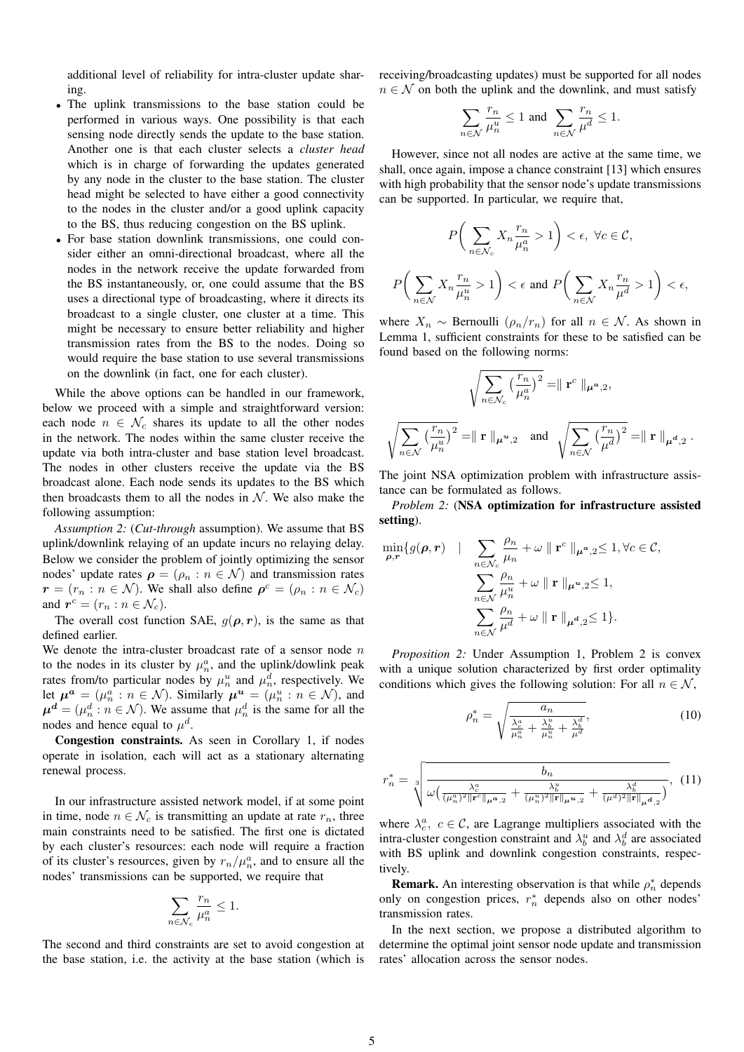additional level of reliability for intra-cluster update sharing.

- The uplink transmissions to the base station could be performed in various ways. One possibility is that each sensing node directly sends the update to the base station. Another one is that each cluster selects a *cluster head* which is in charge of forwarding the updates generated by any node in the cluster to the base station. The cluster head might be selected to have either a good connectivity to the nodes in the cluster and/or a good uplink capacity to the BS, thus reducing congestion on the BS uplink.
- For base station downlink transmissions, one could consider either an omni-directional broadcast, where all the nodes in the network receive the update forwarded from the BS instantaneously, or, one could assume that the BS uses a directional type of broadcasting, where it directs its broadcast to a single cluster, one cluster at a time. This might be necessary to ensure better reliability and higher transmission rates from the BS to the nodes. Doing so would require the base station to use several transmissions on the downlink (in fact, one for each cluster).

While the above options can be handled in our framework, below we proceed with a simple and straightforward version: each node $n \in \mathcal{N}_c$ shares its update to all the other nodes in the network. The nodes within the same cluster receive the update via both intra-cluster and base station level broadcast. The nodes in other clusters receive the update via the BS broadcast alone. Each node sends its updates to the BS which then broadcasts them to all the nodes in $\mathcal{N}$. We also make the following assumption:

*Assumption 2:* (*Cut-through* assumption). We assume that BS uplink/downlink relaying of an update incurs no relaying delay. Below we consider the problem of jointly optimizing the sensor nodes' update rates $\boldsymbol{\rho} = (\rho_n : n \in \mathcal{N})$ and transmission rates $\boldsymbol{r} = (r_n : n \in \mathcal{N})$. We shall also define $\boldsymbol{\rho}^c = (\rho_n : n \in \mathcal{N}_c)$ and $\boldsymbol{r}^c = (r_n : n \in \mathcal{N}_c)$.

The overall cost function SAE, $g(\boldsymbol{\rho}, \boldsymbol{r})$, is the same as that defined earlier.

We denote the intra-cluster broadcast rate of a sensor node $n$ to the nodes in its cluster by $\mu_n^a$, and the uplink/dowlink peak rates from/to particular nodes by $\mu_n^u$ and $\mu_n^d$, respectively. We let $\boldsymbol{\mu^a} = (\mu_n^a : n \in \mathcal{N})$. Similarly $\boldsymbol{\mu^u} = (\mu_n^u : n \in \mathcal{N})$, and $\boldsymbol{\mu^d} = (\mu_n^d : n \in \mathcal{N})$. We assume that $\mu_n^d$ is the same for all the nodes and hence equal to $\mu^d$.

**Congestion constraints.** As seen in Corollary 1, if nodes operate in isolation, each will act as a stationary alternating renewal process.

In our infrastructure assisted network model, if at some point in time, node $n \in \mathcal{N}_c$ is transmitting an update at rate $r_n$, three main constraints need to be satisfied. The first one is dictated by each cluster's resources: each node will require a fraction of its cluster's resources, given by $r_n/\mu_n^a$, and to ensure all the nodes' transmissions can be supported, we require that

$$\sum_{n \in \mathcal{N}_c} \frac{r_n}{\mu_n^a} \leq 1.$$

The second and third constraints are set to avoid congestion at the base station, i.e. the activity at the base station (which is receiving/broadcasting updates) must be supported for all nodes $n \in \mathcal{N}$ on both the uplink and the downlink, and must satisfy

$$\sum_{n \in \mathcal{N}} \frac{r_n}{\mu_n^u} \leq 1 \text{ and } \sum_{n \in \mathcal{N}} \frac{r_n}{\mu^d} \leq 1.$$

However, since not all nodes are active at the same time, we shall, once again, impose a chance constraint [13] which ensures with high probability that the sensor node's update transmissions can be supported. In particular, we require that,

$$P\bigg(\sum_{n \in \mathcal{N}_c} X_n \frac{r_n}{\mu_n^a} > 1\bigg) < \epsilon, \ \forall c \in \mathcal{C},$$

$$P\bigg(\sum_{n \in \mathcal{N}} X_n \frac{r_n}{\mu_n^u} > 1\bigg) < \epsilon \text{ and } P\bigg(\sum_{n \in \mathcal{N}} X_n \frac{r_n}{\mu^d} > 1\bigg) < \epsilon,$$

where $X_n \sim$ Bernoulli $(\rho_n/r_n)$ for all $n \in \mathcal{N}$. As shown in Lemma 1, sufficient constraints for these to be satisfied can be found based on the following norms:

$$\sqrt{\sum_{n \in \mathcal{N}_c} \big(\frac{r_n}{\mu_n^a}\big)^2} = \parallel \mathbf{r}^c \parallel_{\boldsymbol{\mu^a},2},$$

$$\sqrt{\sum_{n \in \mathcal{N}} \big(\frac{r_n}{\mu_n^u}\big)^2} = \parallel \mathbf{r} \parallel_{\boldsymbol{\mu^u},2} \quad \text{and} \quad \sqrt{\sum_{n \in \mathcal{N}} \big(\frac{r_n}{\mu^d}\big)^2} = \parallel \mathbf{r} \parallel_{\boldsymbol{\mu^d},2}.$$

The joint NSA optimization problem with infrastructure assistance can be formulated as follows.

*Problem 2:* (**NSA optimization for infrastructure assisted setting**).

$$\begin{aligned}
\min_{\boldsymbol{\rho}, \boldsymbol{r}} \{ g(\boldsymbol{\rho}, \boldsymbol{r}) \quad | \quad & \sum_{n \in \mathcal{N}_c} \frac{\rho_n}{\mu_n} + \omega \parallel \mathbf{r}^c \parallel_{\boldsymbol{\mu^a},2} \leq 1, \forall c \in \mathcal{C}, \\
& \sum_{n \in \mathcal{N}} \frac{\rho_n}{\mu_n^u} + \omega \parallel \mathbf{r} \parallel_{\boldsymbol{\mu^u},2} \leq 1, \\
& \sum_{n \in \mathcal{N}} \frac{\rho_n}{\mu^d} + \omega \parallel \mathbf{r} \parallel_{\boldsymbol{\mu^d},2} \leq 1 \}.
\end{aligned}$$

*Proposition 2:* Under Assumption 1, Problem 2 is convex with a unique solution characterized by first order optimality conditions which gives the following solution: For all $n \in \mathcal{N}$,

$$\rho_n^* = \sqrt{\frac{a_n}{\frac{\lambda_c^a}{\mu_n^a} + \frac{\lambda_b^u}{\mu_n^u} + \frac{\lambda_b^d}{\mu^d}}}, \tag{10}$$

$$r_n^* = \sqrt[3]{\frac{b_n}{\omega\big(\frac{\lambda_c^a}{(\mu_n^a)^2 \|\mathbf{r}^c\|_{\boldsymbol{\mu^a},2}} + \frac{\lambda_b^u}{(\mu_n^u)^2 \|\mathbf{r}\|_{\boldsymbol{\mu^u},2}} + \frac{\lambda_b^d}{(\mu^d)^2 \|\mathbf{r}\|_{\boldsymbol{\mu^d},2}}\big)}}, \tag{11}$$

where $\lambda_c^a, \ c \in \mathcal{C}$, are Lagrange multipliers associated with the intra-cluster congestion constraint and $\lambda_b^u$ and $\lambda_b^d$ are associated with BS uplink and downlink congestion constraints, respectively.

**Remark.** An interesting observation is that while $\rho_n^*$ depends only on congestion prices, $r_n^*$ depends also on other nodes' transmission rates.

In the next section, we propose a distributed algorithm to determine the optimal joint sensor node update and transmission rates' allocation across the sensor nodes.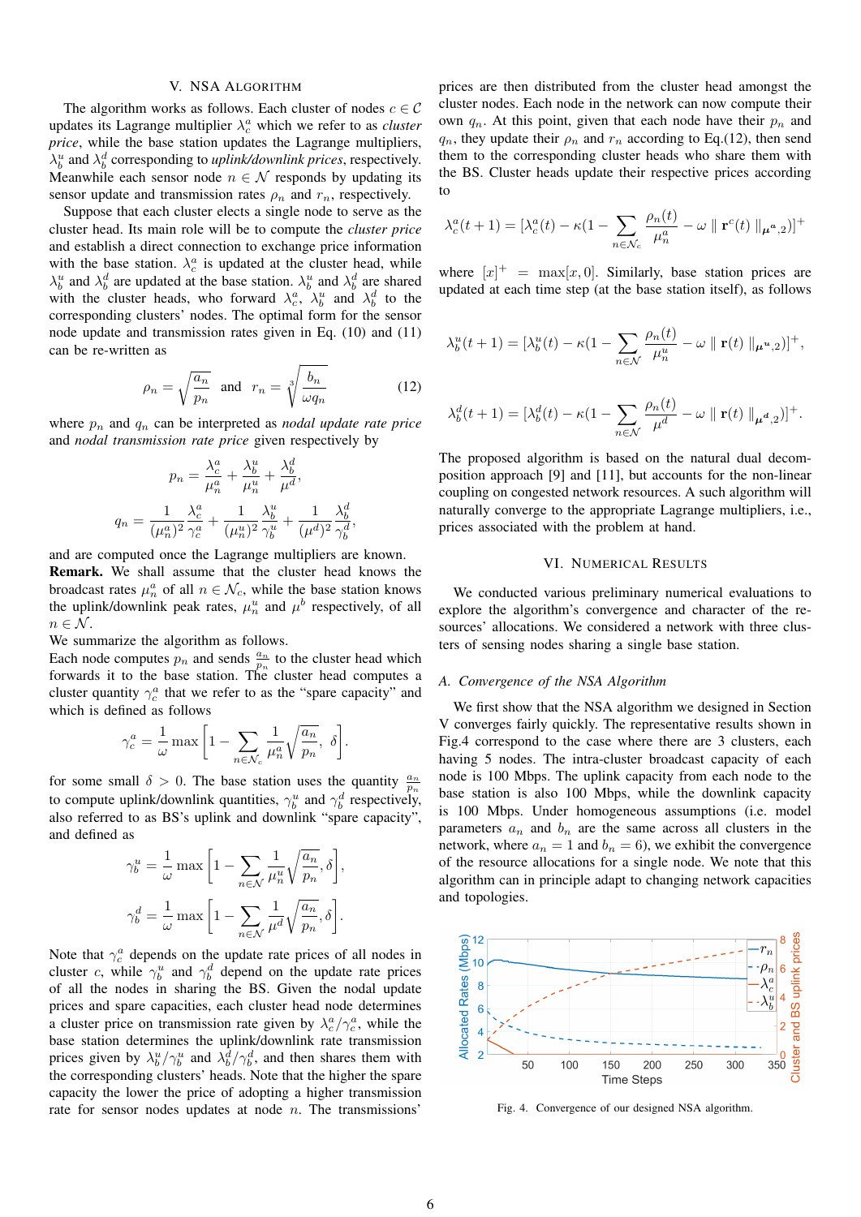## V. NSA Algorithm

The algorithm works as follows. Each cluster of nodes $c \in \mathcal{C}$ updates its Lagrange multiplier $\lambda_c^a$ which we refer to as *cluster price*, while the base station updates the Lagrange multipliers, $\lambda_b^u$ and $\lambda_b^d$ corresponding to *uplink/downlink prices*, respectively. Meanwhile each sensor node $n \in \mathcal{N}$ responds by updating its sensor update and transmission rates $\rho_n$ and $r_n$, respectively.

Suppose that each cluster elects a single node to serve as the cluster head. Its main role will be to compute the *cluster price* and establish a direct connection to exchange price information with the base station. $\lambda_c^a$ is updated at the cluster head, while $\lambda_b^u$ and $\lambda_b^d$ are updated at the base station. $\lambda_b^u$ and $\lambda_b^d$ are shared with the cluster heads, who forward $\lambda_c^a$, $\lambda_b^u$ and $\lambda_b^d$ to the corresponding clusters' nodes. The optimal form for the sensor node update and transmission rates given in Eq. (10) and (11) can be re-written as

$$\rho_n = \sqrt{\frac{a_n}{p_n}} \quad \text{and} \quad r_n = \sqrt[3]{\frac{b_n}{\omega q_n}} \tag{12}$$

where $p_n$ and $q_n$ can be interpreted as *nodal update rate price* and *nodal transmission rate price* given respectively by

$$p_n = \frac{\lambda_c^a}{\mu_n^a} + \frac{\lambda_b^u}{\mu_n^u} + \frac{\lambda_b^d}{\mu^d},$$

$$q_n = \frac{1}{(\mu_n^a)^2}\frac{\lambda_c^a}{\gamma_c^a} + \frac{1}{(\mu_n^u)^2}\frac{\lambda_b^u}{\gamma_b^u} + \frac{1}{(\mu^d)^2}\frac{\lambda_b^d}{\gamma_b^d},$$

and are computed once the Lagrange multipliers are known.

**Remark.** We shall assume that the cluster head knows the broadcast rates $\mu_n^a$ of all $n \in \mathcal{N}_c$, while the base station knows the uplink/downlink peak rates, $\mu_n^u$ and $\mu^b$ respectively, of all $n \in \mathcal{N}$.

We summarize the algorithm as follows.

Each node computes $p_n$ and sends $\frac{a_n}{p_n}$ to the cluster head which forwards it to the base station. The cluster head computes a cluster quantity $\gamma_c^a$ that we refer to as the "spare capacity" and which is defined as follows

$$\gamma_c^a = \frac{1}{\omega}\max\left[1 - \sum_{n \in \mathcal{N}_c} \frac{1}{\mu_n^a}\sqrt{\frac{a_n}{p_n}},\ \delta\right].$$

for some small $\delta > 0$. The base station uses the quantity $\frac{a_n}{p_n}$ to compute uplink/downlink quantities, $\gamma_b^u$ and $\gamma_b^d$ respectively, also referred to as BS's uplink and downlink "spare capacity", and defined as

$$\gamma_b^u = \frac{1}{\omega}\max\left[1 - \sum_{n \in \mathcal{N}} \frac{1}{\mu_n^u}\sqrt{\frac{a_n}{p_n}}, \delta\right],$$

$$\gamma_b^d = \frac{1}{\omega}\max\left[1 - \sum_{n \in \mathcal{N}} \frac{1}{\mu^d}\sqrt{\frac{a_n}{p_n}}, \delta\right].$$

Note that $\gamma_c^a$ depends on the update rate prices of all nodes in cluster $c$, while $\gamma_b^u$ and $\gamma_b^d$ depend on the update rate prices of all the nodes in sharing the BS. Given the nodal update prices and spare capacities, each cluster head node determines a cluster price on transmission rate given by $\lambda_c^a/\gamma_c^a$, while the base station determines the uplink/downlink rate transmission prices given by $\lambda_b^u/\gamma_b^u$ and $\lambda_b^d/\gamma_b^d$, and then shares them with the corresponding clusters' heads. Note that the higher the spare capacity the lower the price of adopting a higher transmission rate for sensor nodes updates at node $n$. The transmissions' prices are then distributed from the cluster head amongst the cluster nodes. Each node in the network can now compute their own $q_n$. At this point, given that each node have their $p_n$ and $q_n$, they update their $\rho_n$ and $r_n$ according to Eq.(12), then send them to the corresponding cluster heads who share them with the BS. Cluster heads update their respective prices according to

$$\lambda_c^a(t+1) = [\lambda_c^a(t) - \kappa(1 - \sum_{n \in \mathcal{N}_c} \frac{\rho_n(t)}{\mu_n^a} - \omega \parallel \mathbf{r}^c(t) \parallel_{\boldsymbol{\mu}^a,2})]^+$$

where $[x]^+ = \max[x, 0]$. Similarly, base station prices are updated at each time step (at the base station itself), as follows

$$\lambda_b^u(t+1) = [\lambda_b^u(t) - \kappa(1 - \sum_{n \in \mathcal{N}} \frac{\rho_n(t)}{\mu_n^u} - \omega \parallel \mathbf{r}(t) \parallel_{\boldsymbol{\mu}^u,2})]^+,$$

$$\lambda_b^d(t+1) = [\lambda_b^d(t) - \kappa(1 - \sum_{n \in \mathcal{N}} \frac{\rho_n(t)}{\mu^d} - \omega \parallel \mathbf{r}(t) \parallel_{\boldsymbol{\mu}^d,2})]^+.$$

The proposed algorithm is based on the natural dual decomposition approach [9] and [11], but accounts for the non-linear coupling on congested network resources. A such algorithm will naturally converge to the appropriate Lagrange multipliers, i.e., prices associated with the problem at hand.

## VI. Numerical Results

We conducted various preliminary numerical evaluations to explore the algorithm's convergence and character of the resources' allocations. We considered a network with three clusters of sensing nodes sharing a single base station.

### A. Convergence of the NSA Algorithm

We first show that the NSA algorithm we designed in Section V converges fairly quickly. The representative results shown in Fig.4 correspond to the case where there are 3 clusters, each having 5 nodes. The intra-cluster broadcast capacity of each node is 100 Mbps. The uplink capacity from each node to the base station is also 100 Mbps, while the downlink capacity is 100 Mbps. Under homogeneous assumptions (i.e. model parameters $a_n$ and $b_n$ are the same across all clusters in the network, where $a_n = 1$ and $b_n = 6$), we exhibit the convergence of the resource allocations for a single node. We note that this algorithm can in principle adapt to changing network capacities and topologies.

Fig. 4. Convergence of our designed NSA algorithm.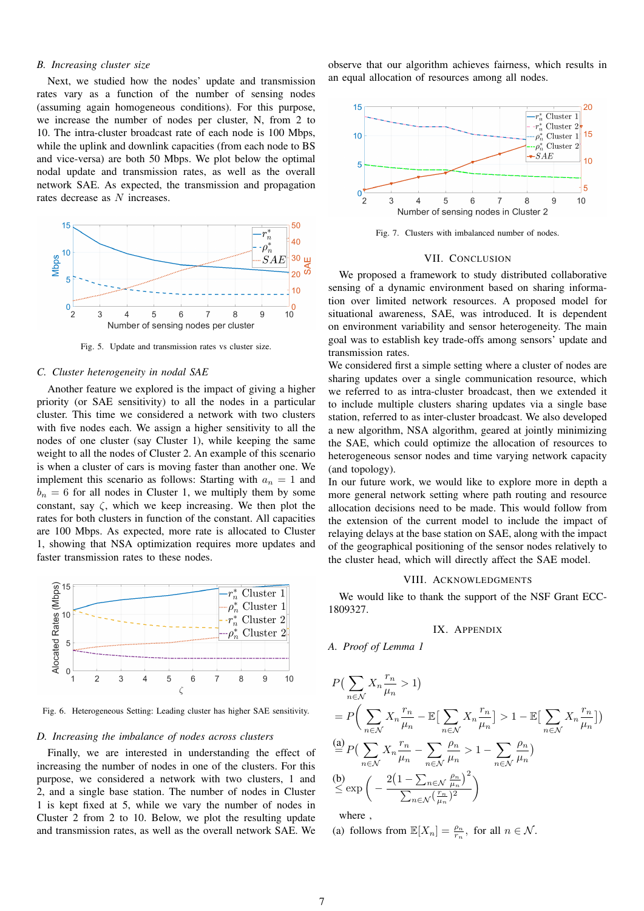### B. Increasing cluster size

Next, we studied how the nodes' update and transmission rates vary as a function of the number of sensing nodes (assuming again homogeneous conditions). For this purpose, we increase the number of nodes per cluster, N, from 2 to 10. The intra-cluster broadcast rate of each node is 100 Mbps, while the uplink and downlink capacities (from each node to BS and vice-versa) are both 50 Mbps. We plot below the optimal nodal update and transmission rates, as well as the overall network SAE. As expected, the transmission and propagation rates decrease as $N$ increases.

Fig. 5. Update and transmission rates vs cluster size.

### C. Cluster heterogeneity in nodal SAE

Another feature we explored is the impact of giving a higher priority (or SAE sensitivity) to all the nodes in a particular cluster. This time we considered a network with two clusters with five nodes each. We assign a higher sensitivity to all the nodes of one cluster (say Cluster 1), while keeping the same weight to all the nodes of Cluster 2. An example of this scenario is when a cluster of cars is moving faster than another one. We implement this scenario as follows: Starting with $a_n = 1$ and $b_n = 6$ for all nodes in Cluster 1, we multiply them by some constant, say $\zeta$, which we keep increasing. We then plot the rates for both clusters in function of the constant. All capacities are 100 Mbps. As expected, more rate is allocated to Cluster 1, showing that NSA optimization requires more updates and faster transmission rates to these nodes.

Fig. 6. Heterogeneous Setting: Leading cluster has higher SAE sensitivity.

### D. Increasing the imbalance of nodes across clusters

Finally, we are interested in understanding the effect of increasing the number of nodes in one of the clusters. For this purpose, we considered a network with two clusters, 1 and 2, and a single base station. The number of nodes in Cluster 1 is kept fixed at 5, while we vary the number of nodes in Cluster 2 from 2 to 10. Below, we plot the resulting update and transmission rates, as well as the overall network SAE. We observe that our algorithm achieves fairness, which results in an equal allocation of resources among all nodes.

Fig. 7. Clusters with imbalanced number of nodes.

## VII. Conclusion

We proposed a framework to study distributed collaborative sensing of a dynamic environment based on sharing information over limited network resources. A proposed model for situational awareness, SAE, was introduced. It is dependent on environment variability and sensor heterogeneity. The main goal was to establish key trade-offs among sensors' update and transmission rates.

We considered first a simple setting where a cluster of nodes are sharing updates over a single communication resource, which we referred to as intra-cluster broadcast, then we extended it to include multiple clusters sharing updates via a single base station, referred to as inter-cluster broadcast. We also developed a new algorithm, NSA algorithm, geared at jointly minimizing the SAE, which could optimize the allocation of resources to heterogeneous sensor nodes and time varying network capacity (and topology).

In our future work, we would like to explore more in depth a more general network setting where path routing and resource allocation decisions need to be made. This would follow from the extension of the current model to include the impact of relaying delays at the base station on SAE, along with the impact of the geographical positioning of the sensor nodes relatively to the cluster head, which will directly affect the SAE model.

## VIII. Acknowledgments

We would like to thank the support of the NSF Grant ECC-1809327.

## IX. Appendix

### A. Proof of Lemma 1

$$
\begin{aligned}
&P\Big(\sum_{n\in\mathcal{N}} X_n \frac{r_n}{\mu_n} > 1\Big) \\
&= P\Bigg(\sum_{n\in\mathcal{N}} X_n \frac{r_n}{\mu_n} - \mathbb{E}\Big[\sum_{n\in\mathcal{N}} X_n \frac{r_n}{\mu_n}\Big] > 1 - \mathbb{E}\Big[\sum_{n\in\mathcal{N}} X_n \frac{r_n}{\mu_n}\Big]\Bigg) \\
&\overset{(a)}{=} P\Big(\sum_{n\in\mathcal{N}} X_n \frac{r_n}{\mu_n} - \sum_{n\in\mathcal{N}} \frac{\rho_n}{\mu_n} > 1 - \sum_{n\in\mathcal{N}} \frac{\rho_n}{\mu_n}\Big) \\
&\overset{(b)}{\leq} \exp\left(-\frac{2\big(1-\sum_{n\in\mathcal{N}}\frac{\rho_n}{\mu_n}\big)^2}{\sum_{n\in\mathcal{N}}(\frac{r_n}{\mu_n})^2}\right)
\end{aligned}
$$

where ,

(a) follows from $\mathbb{E}[X_n] = \frac{\rho_n}{r_n}$, for all $n \in \mathcal{N}$.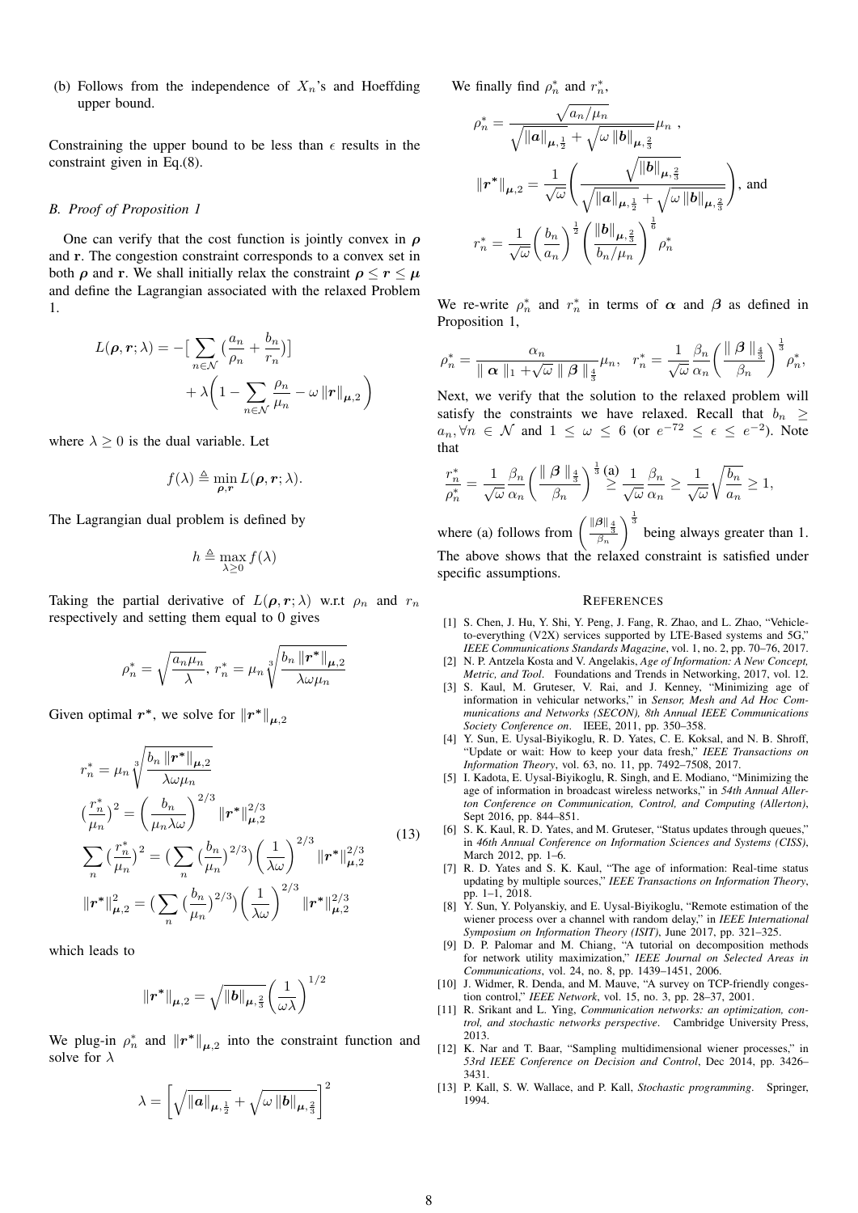(b) Follows from the independence of $X_n$'s and Hoeffding upper bound.

Constraining the upper bound to be less than $\epsilon$ results in the constraint given in Eq.(8).

### B. Proof of Proposition 1

One can verify that the cost function is jointly convex in $\boldsymbol{\rho}$ and $\mathbf{r}$. The congestion constraint corresponds to a convex set in both $\boldsymbol{\rho}$ and $\mathbf{r}$. We shall initially relax the constraint $\boldsymbol{\rho} \leq \boldsymbol{r} \leq \boldsymbol{\mu}$ and define the Lagrangian associated with the relaxed Problem 1.

$$
\begin{aligned}
L(\boldsymbol{\rho}, \boldsymbol{r}; \lambda) = &-\big[\sum_{n \in \mathcal{N}} \big(\frac{a_n}{\rho_n} + \frac{b_n}{r_n}\big)\big] \\
&+ \lambda\bigg(1 - \sum_{n \in \mathcal{N}} \frac{\rho_n}{\mu_n} - \omega \left\|\boldsymbol{r}\right\|_{\boldsymbol{\mu},2}\bigg)
\end{aligned}
$$

where $\lambda \geq 0$ is the dual variable. Let

$$
f(\lambda) \triangleq \min_{\boldsymbol{\rho}, \boldsymbol{r}} L(\boldsymbol{\rho}, \boldsymbol{r}; \lambda).
$$

The Lagrangian dual problem is defined by

$$
h \triangleq \max_{\lambda \geq 0} f(\lambda)
$$

Taking the partial derivative of $L(\boldsymbol{\rho}, \boldsymbol{r}; \lambda)$ w.r.t $\rho_n$ and $r_n$ respectively and setting them equal to 0 gives

$$
\rho_n^* = \sqrt{\frac{a_n \mu_n}{\lambda}},\ r_n^* = \mu_n \sqrt[3]{\frac{b_n \left\|\boldsymbol{r}^*\right\|_{\boldsymbol{\mu},2}}{\lambda \omega \mu_n}}
$$

Given optimal $\boldsymbol{r}^*$, we solve for $\left\|\boldsymbol{r}^*\right\|_{\boldsymbol{\mu},2}$

$$
\begin{aligned}
r_n^* &= \mu_n \sqrt[3]{\frac{b_n \left\|\boldsymbol{r}^*\right\|_{\boldsymbol{\mu},2}}{\lambda \omega \mu_n}} \\
\big(\frac{r_n^*}{\mu_n}\big)^2 &= \bigg(\frac{b_n}{\mu_n \lambda \omega}\bigg)^{2/3} \left\|\boldsymbol{r}^*\right\|_{\boldsymbol{\mu},2}^{2/3} \\
\sum_n \big(\frac{r_n^*}{\mu_n}\big)^2 &= \big(\sum_n \big(\frac{b_n}{\mu_n}\big)^{2/3}\big)\bigg(\frac{1}{\lambda \omega}\bigg)^{2/3} \left\|\boldsymbol{r}^*\right\|_{\boldsymbol{\mu},2}^{2/3} \\
\left\|\boldsymbol{r}^*\right\|_{\boldsymbol{\mu},2}^2 &= \big(\sum_n \big(\frac{b_n}{\mu_n}\big)^{2/3}\big)\bigg(\frac{1}{\lambda \omega}\bigg)^{2/3} \left\|\boldsymbol{r}^*\right\|_{\boldsymbol{\mu},2}^{2/3}
\end{aligned} \tag{13}
$$

which leads to

$$
\left\|\boldsymbol{r}^*\right\|_{\boldsymbol{\mu},2} = \sqrt{\left\|\boldsymbol{b}\right\|_{\boldsymbol{\mu},\frac{2}{3}}} \bigg(\frac{1}{\omega \lambda}\bigg)^{1/2}
$$

We plug-in $\rho_n^*$ and $\left\|\boldsymbol{r}^*\right\|_{\boldsymbol{\mu},2}$ into the constraint function and solve for $\lambda$

$$
\lambda = \bigg[\sqrt{\left\|\boldsymbol{a}\right\|_{\boldsymbol{\mu},\frac{1}{2}}} + \sqrt{\omega \left\|\boldsymbol{b}\right\|_{\boldsymbol{\mu},\frac{2}{3}}}\bigg]^2
$$

We finally find $\rho_n^*$ and $r_n^*$,

$$
\begin{aligned}
\rho_n^* &= \frac{\sqrt{a_n/\mu_n}}{\sqrt{\left\|\boldsymbol{a}\right\|_{\boldsymbol{\mu},\frac{1}{2}}} + \sqrt{\omega \left\|\boldsymbol{b}\right\|_{\boldsymbol{\mu},\frac{2}{3}}}} \mu_n\ , \\
\left\|\boldsymbol{r}^*\right\|_{\boldsymbol{\mu},2} &= \frac{1}{\sqrt{\omega}} \Bigg(\frac{\sqrt{\left\|\boldsymbol{b}\right\|_{\boldsymbol{\mu},\frac{2}{3}}}}{\sqrt{\left\|\boldsymbol{a}\right\|_{\boldsymbol{\mu},\frac{1}{2}}} + \sqrt{\omega \left\|\boldsymbol{b}\right\|_{\boldsymbol{\mu},\frac{2}{3}}}}\Bigg), \text{ and} \\
r_n^* &= \frac{1}{\sqrt{\omega}} \bigg(\frac{b_n}{a_n}\bigg)^{\frac{1}{2}} \Bigg(\frac{\left\|\boldsymbol{b}\right\|_{\boldsymbol{\mu},\frac{2}{3}}}{b_n/\mu_n}\Bigg)^{\frac{1}{6}} \rho_n^*
\end{aligned}
$$

We re-write $\rho_n^*$ and $r_n^*$ in terms of $\boldsymbol{\alpha}$ and $\boldsymbol{\beta}$ as defined in Proposition 1,

$$
\rho_n^* = \frac{\alpha_n}{\parallel \boldsymbol{\alpha} \parallel_1 + \sqrt{\omega} \parallel \boldsymbol{\beta} \parallel_{\frac{4}{3}}} \mu_n, \quad r_n^* = \frac{1}{\sqrt{\omega}} \frac{\beta_n}{\alpha_n} \bigg(\frac{\parallel \boldsymbol{\beta} \parallel_{\frac{4}{3}}}{\beta_n}\bigg)^{\frac{1}{3}} \rho_n^*,
$$

Next, we verify that the solution to the relaxed problem will satisfy the constraints we have relaxed. Recall that $b_n \geq a_n, \forall n \in \mathcal{N}$ and $1 \leq \omega \leq 6$ (or $e^{-72} \leq \epsilon \leq e^{-2}$). Note that

$$
\frac{r_n^*}{\rho_n^*} = \frac{1}{\sqrt{\omega}} \frac{\beta_n}{\alpha_n} \bigg(\frac{\parallel \boldsymbol{\beta} \parallel_{\frac{4}{3}}}{\beta_n}\bigg)^{\frac{1}{3}} \overset{(a)}{\geq} \frac{1}{\sqrt{\omega}} \frac{\beta_n}{\alpha_n} \geq \frac{1}{\sqrt{\omega}} \sqrt{\frac{b_n}{a_n}} \geq 1,
$$

where (a) follows from $\bigg(\frac{\|\boldsymbol{\beta}\|_{\frac{4}{3}}}{\beta_n}\bigg)^{\frac{1}{3}}$ being always greater than 1. The above shows that the relaxed constraint is satisfied under specific assumptions.

## REFERENCES

[1] S. Chen, J. Hu, Y. Shi, Y. Peng, J. Fang, R. Zhao, and L. Zhao, "Vehicle-to-everything (V2X) services supported by LTE-Based systems and 5G," *IEEE Communications Standards Magazine*, vol. 1, no. 2, pp. 70–76, 2017.

[2] N. P. Antzela Kosta and V. Angelakis, *Age of Information: A New Concept, Metric, and Tool*. Foundations and Trends in Networking, 2017, vol. 12.

[3] S. Kaul, M. Gruteser, V. Rai, and J. Kenney, "Minimizing age of information in vehicular networks," in *Sensor, Mesh and Ad Hoc Communications and Networks (SECON), 8th Annual IEEE Communications Society Conference on*. IEEE, 2011, pp. 350–358.

[4] Y. Sun, E. Uysal-Biyikoglu, R. D. Yates, C. E. Koksal, and N. B. Shroff, "Update or wait: How to keep your data fresh," *IEEE Transactions on Information Theory*, vol. 63, no. 11, pp. 7492–7508, 2017.

[5] I. Kadota, E. Uysal-Biyikoglu, R. Singh, and E. Modiano, "Minimizing the age of information in broadcast wireless networks," in *54th Annual Allerton Conference on Communication, Control, and Computing (Allerton)*, Sept 2016, pp. 844–851.

[6] S. K. Kaul, R. D. Yates, and M. Gruteser, "Status updates through queues," in *46th Annual Conference on Information Sciences and Systems (CISS)*, March 2012, pp. 1–6.

[7] R. D. Yates and S. K. Kaul, "The age of information: Real-time status updating by multiple sources," *IEEE Transactions on Information Theory*, pp. 1–1, 2018.

[8] Y. Sun, Y. Polyanskiy, and E. Uysal-Biyikoglu, "Remote estimation of the wiener process over a channel with random delay," in *IEEE International Symposium on Information Theory (ISIT)*, June 2017, pp. 321–325.

[9] D. P. Palomar and M. Chiang, "A tutorial on decomposition methods for network utility maximization," *IEEE Journal on Selected Areas in Communications*, vol. 24, no. 8, pp. 1439–1451, 2006.

[10] J. Widmer, R. Denda, and M. Mauve, "A survey on TCP-friendly congestion control," *IEEE Network*, vol. 15, no. 3, pp. 28–37, 2001.

[11] R. Srikant and L. Ying, *Communication networks: an optimization, control, and stochastic networks perspective*. Cambridge University Press, 2013.

[12] K. Nar and T. Baar, "Sampling multidimensional wiener processes," in *53rd IEEE Conference on Decision and Control*, Dec 2014, pp. 3426–3431.

[13] P. Kall, S. W. Wallace, and P. Kall, *Stochastic programming*. Springer, 1994.